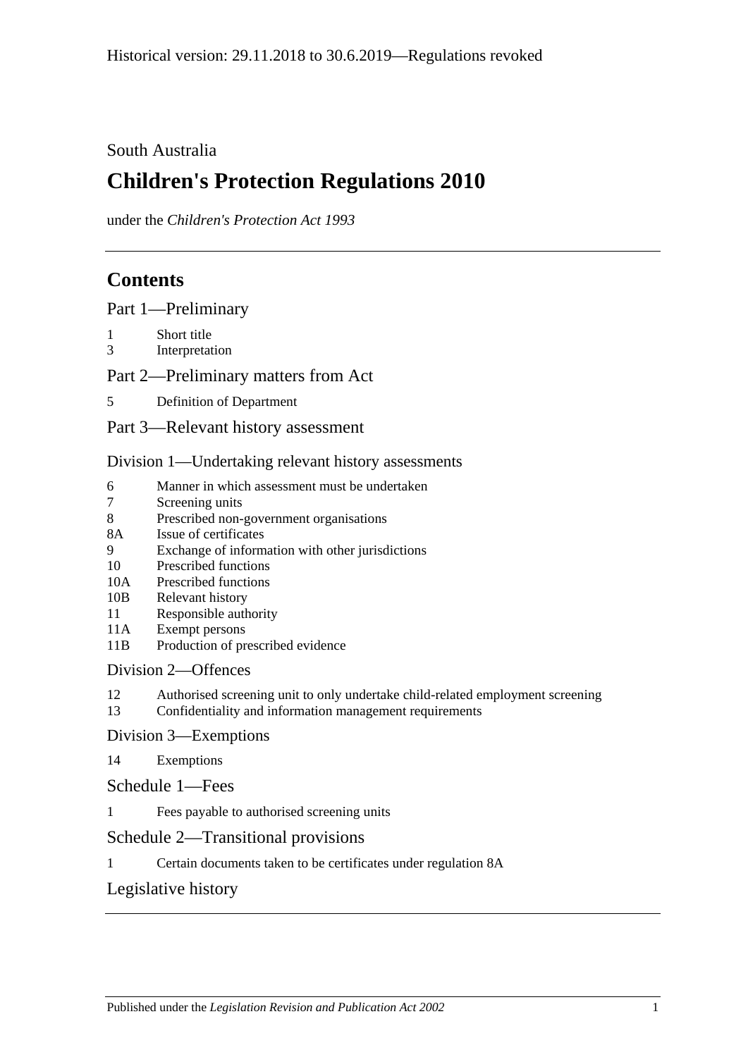Historical version: 29.11.2018 to 30.6.2019—Regulations revoked

South Australia

# Children's Protection Regulations 2010

under the *Children's Protection Act 1993*

## Contents

Part 1—Preliminary

1 Short title
3 Interpretation

Part 2—Preliminary matters from Act

5 Definition of Department

Part 3—Relevant history assessment

Division 1—Undertaking relevant history assessments

6 Manner in which assessment must be undertaken
7 Screening units
8 Prescribed non-government organisations
8A Issue of certificates
9 Exchange of information with other jurisdictions
10 Prescribed functions
10A Prescribed functions
10B Relevant history
11 Responsible authority
11A Exempt persons
11B Production of prescribed evidence

Division 2—Offences

12 Authorised screening unit to only undertake child-related employment screening
13 Confidentiality and information management requirements

Division 3—Exemptions

14 Exemptions

Schedule 1—Fees

1 Fees payable to authorised screening units

Schedule 2—Transitional provisions

1 Certain documents taken to be certificates under regulation 8A

Legislative history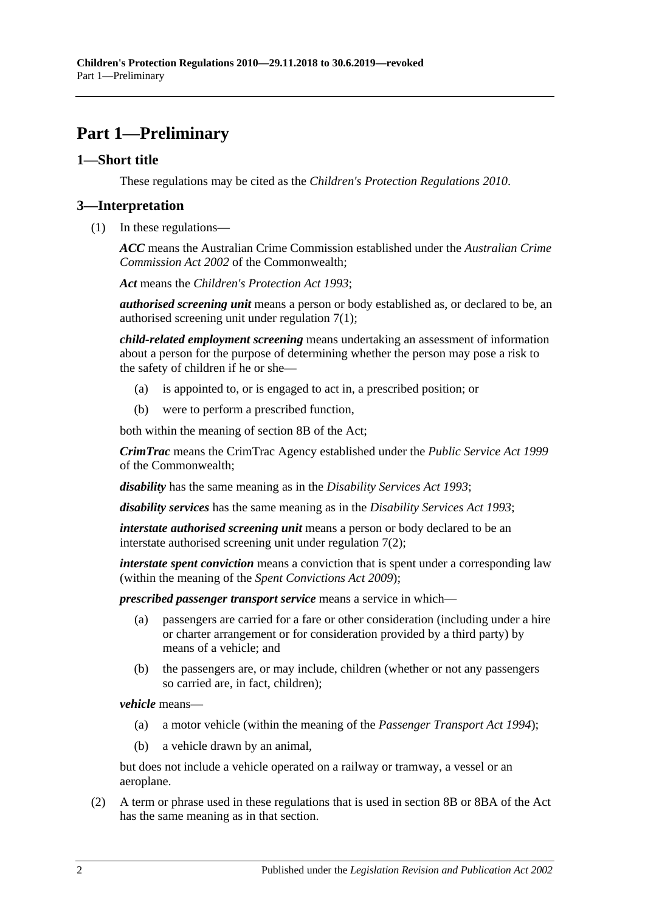# Part 1—Preliminary

## 1—Short title

These regulations may be cited as the *Children's Protection Regulations 2010*.

## 3—Interpretation

(1) In these regulations—

***ACC*** means the Australian Crime Commission established under the *Australian Crime Commission Act 2002* of the Commonwealth;

***Act*** means the *Children's Protection Act 1993*;

***authorised screening unit*** means a person or body established as, or declared to be, an authorised screening unit under regulation 7(1);

***child-related employment screening*** means undertaking an assessment of information about a person for the purpose of determining whether the person may pose a risk to the safety of children if he or she—

(a) is appointed to, or is engaged to act in, a prescribed position; or

(b) were to perform a prescribed function,

both within the meaning of section 8B of the Act;

***CrimTrac*** means the CrimTrac Agency established under the *Public Service Act 1999* of the Commonwealth;

***disability*** has the same meaning as in the *Disability Services Act 1993*;

***disability services*** has the same meaning as in the *Disability Services Act 1993*;

***interstate authorised screening unit*** means a person or body declared to be an interstate authorised screening unit under regulation 7(2);

***interstate spent conviction*** means a conviction that is spent under a corresponding law (within the meaning of the *Spent Convictions Act 2009*);

***prescribed passenger transport service*** means a service in which—

(a) passengers are carried for a fare or other consideration (including under a hire or charter arrangement or for consideration provided by a third party) by means of a vehicle; and

(b) the passengers are, or may include, children (whether or not any passengers so carried are, in fact, children);

***vehicle*** means—

(a) a motor vehicle (within the meaning of the *Passenger Transport Act 1994*);

(b) a vehicle drawn by an animal,

but does not include a vehicle operated on a railway or tramway, a vessel or an aeroplane.

(2) A term or phrase used in these regulations that is used in section 8B or 8BA of the Act has the same meaning as in that section.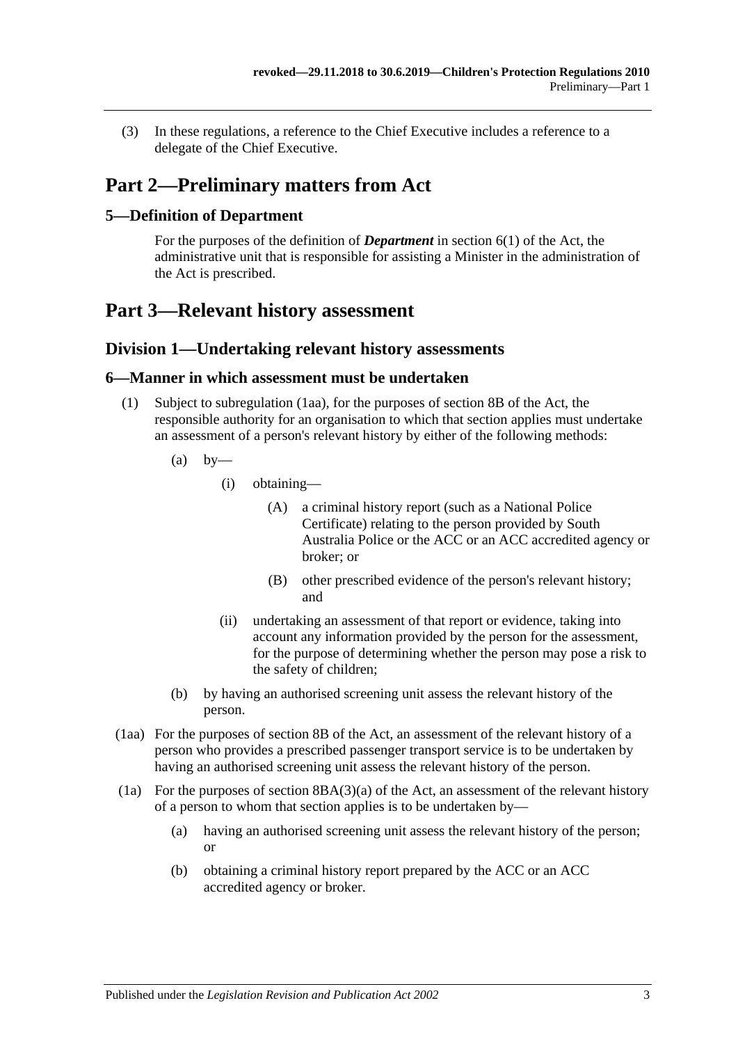(3) In these regulations, a reference to the Chief Executive includes a reference to a delegate of the Chief Executive.

# Part 2—Preliminary matters from Act

## 5—Definition of Department

For the purposes of the definition of ***Department*** in section 6(1) of the Act, the administrative unit that is responsible for assisting a Minister in the administration of the Act is prescribed.

# Part 3—Relevant history assessment

## Division 1—Undertaking relevant history assessments

### 6—Manner in which assessment must be undertaken

(1) Subject to subregulation (1aa), for the purposes of section 8B of the Act, the responsible authority for an organisation to which that section applies must undertake an assessment of a person's relevant history by either of the following methods:

- (a) by—
  - (i) obtaining—
    - (A) a criminal history report (such as a National Police Certificate) relating to the person provided by South Australia Police or the ACC or an ACC accredited agency or broker; or
    - (B) other prescribed evidence of the person's relevant history; and
  - (ii) undertaking an assessment of that report or evidence, taking into account any information provided by the person for the assessment, for the purpose of determining whether the person may pose a risk to the safety of children;
- (b) by having an authorised screening unit assess the relevant history of the person.

(1aa) For the purposes of section 8B of the Act, an assessment of the relevant history of a person who provides a prescribed passenger transport service is to be undertaken by having an authorised screening unit assess the relevant history of the person.

(1a) For the purposes of section 8BA(3)(a) of the Act, an assessment of the relevant history of a person to whom that section applies is to be undertaken by—

- (a) having an authorised screening unit assess the relevant history of the person; or
- (b) obtaining a criminal history report prepared by the ACC or an ACC accredited agency or broker.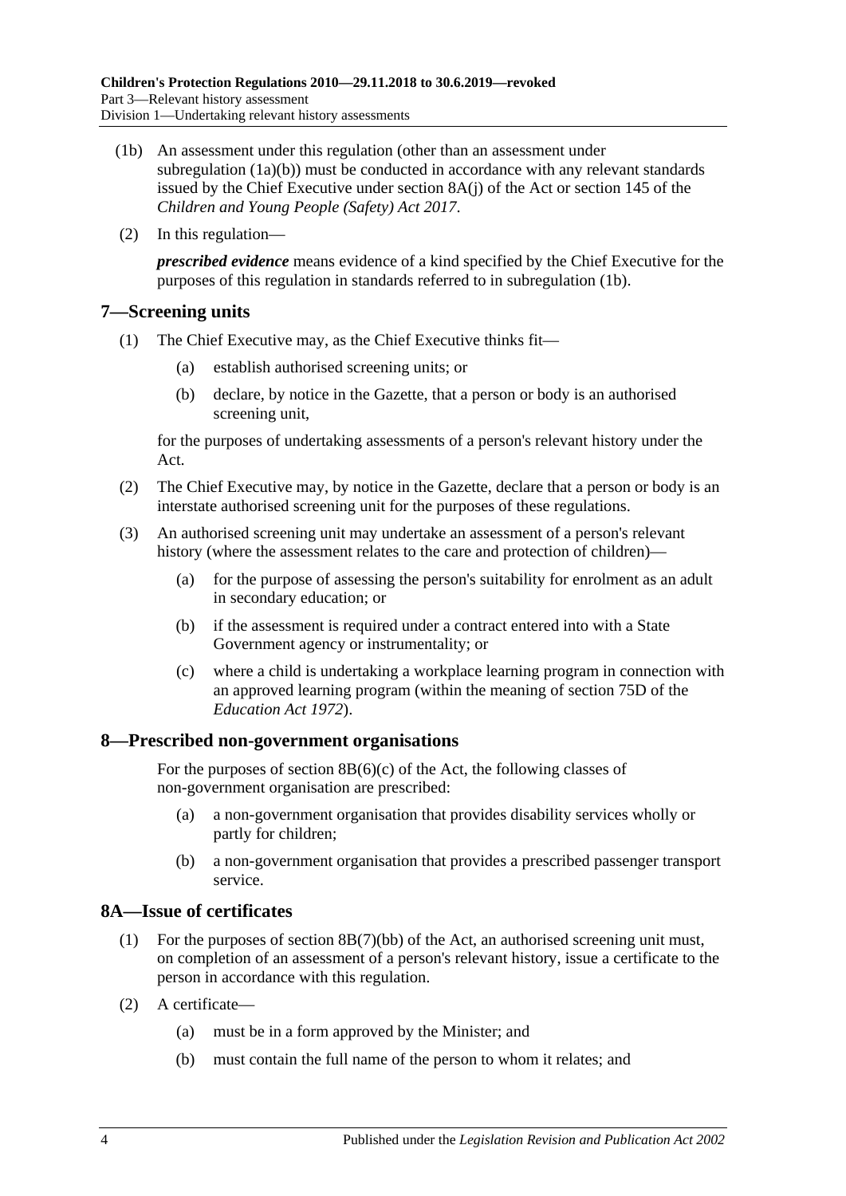(1b) An assessment under this regulation (other than an assessment under subregulation (1a)(b)) must be conducted in accordance with any relevant standards issued by the Chief Executive under section 8A(j) of the Act or section 145 of the *Children and Young People (Safety) Act 2017*.

(2) In this regulation—

***prescribed evidence*** means evidence of a kind specified by the Chief Executive for the purposes of this regulation in standards referred to in subregulation (1b).

## 7—Screening units

(1) The Chief Executive may, as the Chief Executive thinks fit—

(a) establish authorised screening units; or

(b) declare, by notice in the Gazette, that a person or body is an authorised screening unit,

for the purposes of undertaking assessments of a person's relevant history under the Act.

(2) The Chief Executive may, by notice in the Gazette, declare that a person or body is an interstate authorised screening unit for the purposes of these regulations.

(3) An authorised screening unit may undertake an assessment of a person's relevant history (where the assessment relates to the care and protection of children)—

(a) for the purpose of assessing the person's suitability for enrolment as an adult in secondary education; or

(b) if the assessment is required under a contract entered into with a State Government agency or instrumentality; or

(c) where a child is undertaking a workplace learning program in connection with an approved learning program (within the meaning of section 75D of the *Education Act 1972*).

## 8—Prescribed non-government organisations

For the purposes of section 8B(6)(c) of the Act, the following classes of non-government organisation are prescribed:

(a) a non-government organisation that provides disability services wholly or partly for children;

(b) a non-government organisation that provides a prescribed passenger transport service.

## 8A—Issue of certificates

(1) For the purposes of section 8B(7)(bb) of the Act, an authorised screening unit must, on completion of an assessment of a person's relevant history, issue a certificate to the person in accordance with this regulation.

(2) A certificate—

(a) must be in a form approved by the Minister; and

(b) must contain the full name of the person to whom it relates; and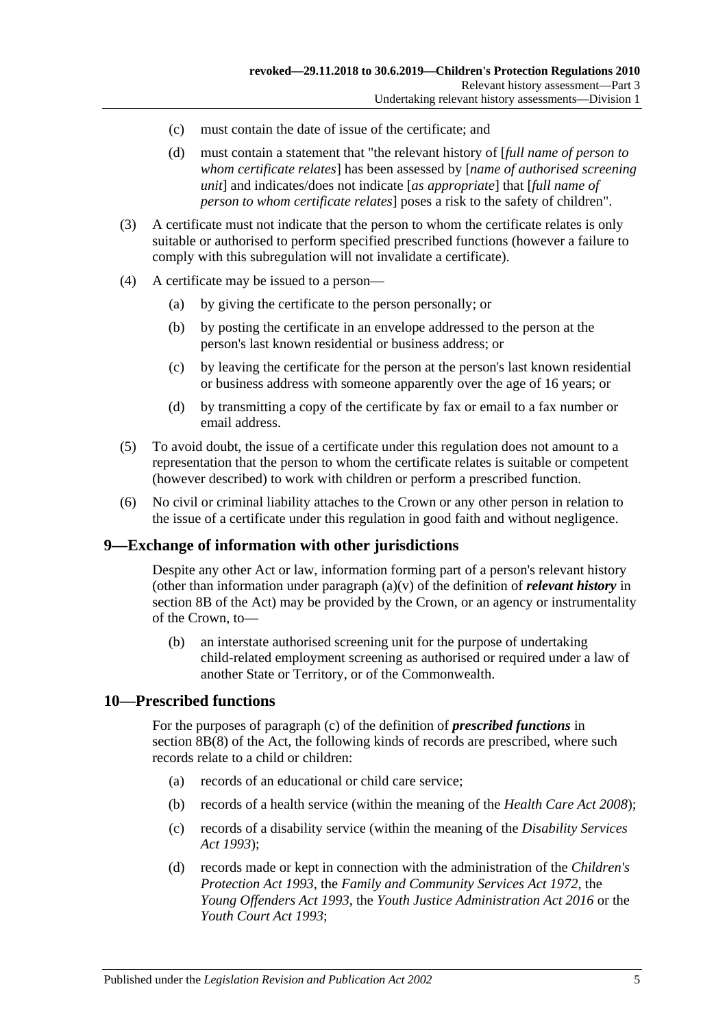(c) must contain the date of issue of the certificate; and

(d) must contain a statement that "the relevant history of [*full name of person to whom certificate relates*] has been assessed by [*name of authorised screening unit*] and indicates/does not indicate [*as appropriate*] that [*full name of person to whom certificate relates*] poses a risk to the safety of children".

(3) A certificate must not indicate that the person to whom the certificate relates is only suitable or authorised to perform specified prescribed functions (however a failure to comply with this subregulation will not invalidate a certificate).

(4) A certificate may be issued to a person—

(a) by giving the certificate to the person personally; or

(b) by posting the certificate in an envelope addressed to the person at the person's last known residential or business address; or

(c) by leaving the certificate for the person at the person's last known residential or business address with someone apparently over the age of 16 years; or

(d) by transmitting a copy of the certificate by fax or email to a fax number or email address.

(5) To avoid doubt, the issue of a certificate under this regulation does not amount to a representation that the person to whom the certificate relates is suitable or competent (however described) to work with children or perform a prescribed function.

(6) No civil or criminal liability attaches to the Crown or any other person in relation to the issue of a certificate under this regulation in good faith and without negligence.

## 9—Exchange of information with other jurisdictions

Despite any other Act or law, information forming part of a person's relevant history (other than information under paragraph (a)(v) of the definition of ***relevant history*** in section 8B of the Act) may be provided by the Crown, or an agency or instrumentality of the Crown, to—

(b) an interstate authorised screening unit for the purpose of undertaking child-related employment screening as authorised or required under a law of another State or Territory, or of the Commonwealth.

## 10—Prescribed functions

For the purposes of paragraph (c) of the definition of ***prescribed functions*** in section 8B(8) of the Act, the following kinds of records are prescribed, where such records relate to a child or children:

(a) records of an educational or child care service;

(b) records of a health service (within the meaning of the *Health Care Act 2008*);

(c) records of a disability service (within the meaning of the *Disability Services Act 1993*);

(d) records made or kept in connection with the administration of the *Children's Protection Act 1993*, the *Family and Community Services Act 1972*, the *Young Offenders Act 1993*, the *Youth Justice Administration Act 2016* or the *Youth Court Act 1993*;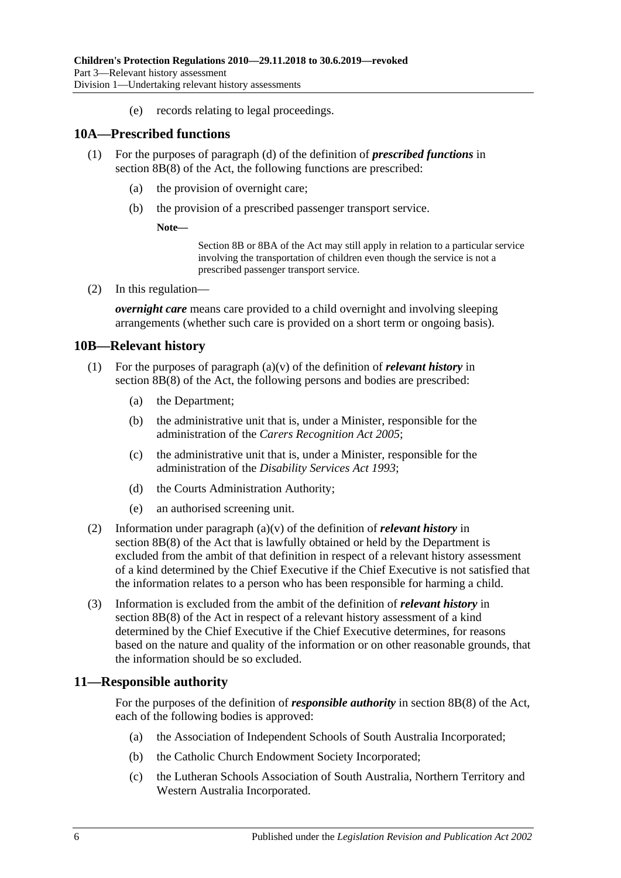(e) records relating to legal proceedings.

## 10A—Prescribed functions

(1) For the purposes of paragraph (d) of the definition of ***prescribed functions*** in section 8B(8) of the Act, the following functions are prescribed:

(a) the provision of overnight care;

(b) the provision of a prescribed passenger transport service.

**Note—**

Section 8B or 8BA of the Act may still apply in relation to a particular service involving the transportation of children even though the service is not a prescribed passenger transport service.

(2) In this regulation—

***overnight care*** means care provided to a child overnight and involving sleeping arrangements (whether such care is provided on a short term or ongoing basis).

## 10B—Relevant history

(1) For the purposes of paragraph (a)(v) of the definition of ***relevant history*** in section 8B(8) of the Act, the following persons and bodies are prescribed:

(a) the Department;

(b) the administrative unit that is, under a Minister, responsible for the administration of the *Carers Recognition Act 2005*;

(c) the administrative unit that is, under a Minister, responsible for the administration of the *Disability Services Act 1993*;

(d) the Courts Administration Authority;

(e) an authorised screening unit.

(2) Information under paragraph (a)(v) of the definition of ***relevant history*** in section 8B(8) of the Act that is lawfully obtained or held by the Department is excluded from the ambit of that definition in respect of a relevant history assessment of a kind determined by the Chief Executive if the Chief Executive is not satisfied that the information relates to a person who has been responsible for harming a child.

(3) Information is excluded from the ambit of the definition of ***relevant history*** in section 8B(8) of the Act in respect of a relevant history assessment of a kind determined by the Chief Executive if the Chief Executive determines, for reasons based on the nature and quality of the information or on other reasonable grounds, that the information should be so excluded.

## 11—Responsible authority

For the purposes of the definition of ***responsible authority*** in section 8B(8) of the Act, each of the following bodies is approved:

(a) the Association of Independent Schools of South Australia Incorporated;

(b) the Catholic Church Endowment Society Incorporated;

(c) the Lutheran Schools Association of South Australia, Northern Territory and Western Australia Incorporated.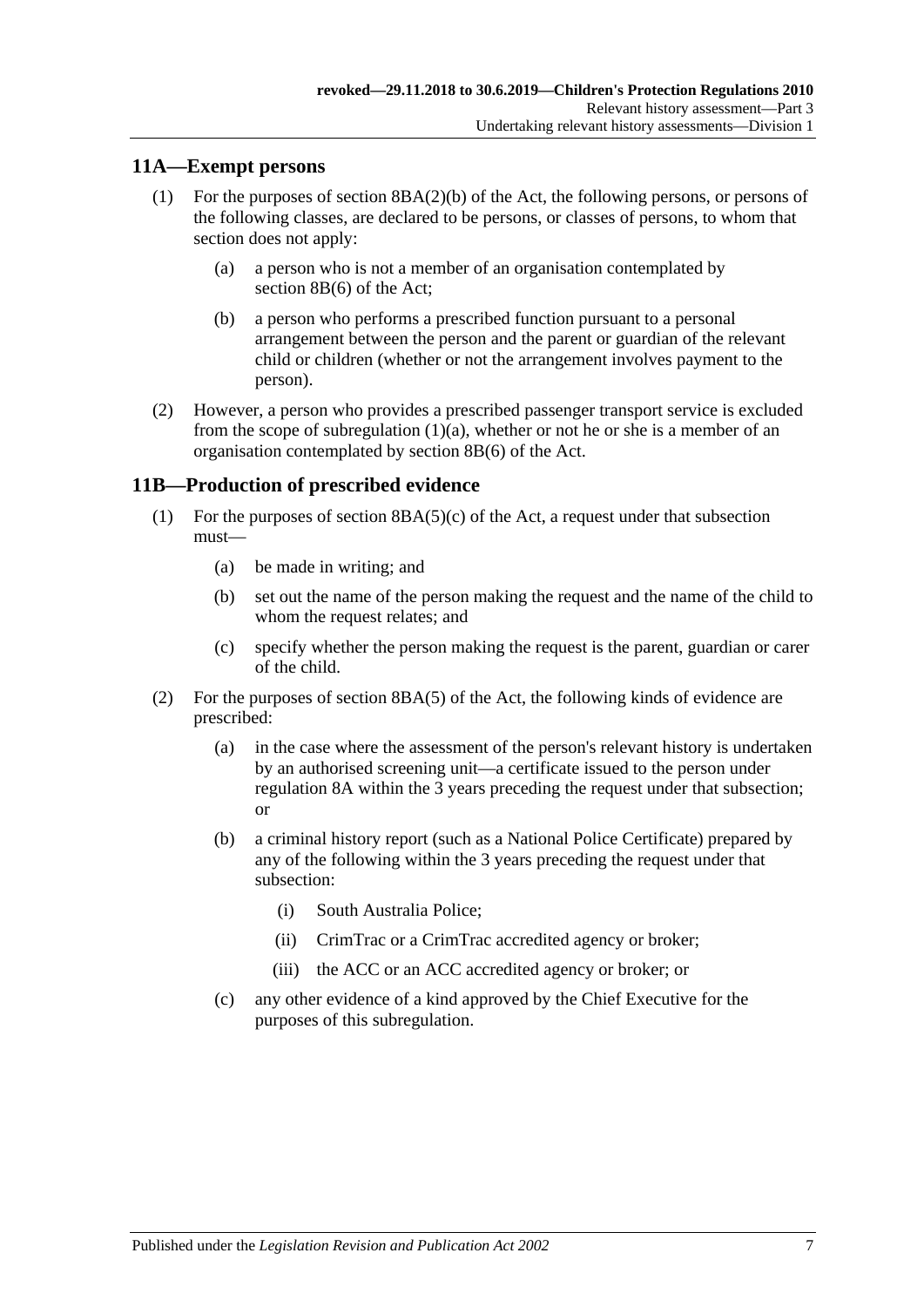## 11A—Exempt persons

(1) For the purposes of section 8BA(2)(b) of the Act, the following persons, or persons of the following classes, are declared to be persons, or classes of persons, to whom that section does not apply:

(a) a person who is not a member of an organisation contemplated by section 8B(6) of the Act;

(b) a person who performs a prescribed function pursuant to a personal arrangement between the person and the parent or guardian of the relevant child or children (whether or not the arrangement involves payment to the person).

(2) However, a person who provides a prescribed passenger transport service is excluded from the scope of subregulation (1)(a), whether or not he or she is a member of an organisation contemplated by section 8B(6) of the Act.

## 11B—Production of prescribed evidence

(1) For the purposes of section 8BA(5)(c) of the Act, a request under that subsection must—

(a) be made in writing; and

(b) set out the name of the person making the request and the name of the child to whom the request relates; and

(c) specify whether the person making the request is the parent, guardian or carer of the child.

(2) For the purposes of section 8BA(5) of the Act, the following kinds of evidence are prescribed:

(a) in the case where the assessment of the person's relevant history is undertaken by an authorised screening unit—a certificate issued to the person under regulation 8A within the 3 years preceding the request under that subsection; or

(b) a criminal history report (such as a National Police Certificate) prepared by any of the following within the 3 years preceding the request under that subsection:

(i) South Australia Police;

(ii) CrimTrac or a CrimTrac accredited agency or broker;

(iii) the ACC or an ACC accredited agency or broker; or

(c) any other evidence of a kind approved by the Chief Executive for the purposes of this subregulation.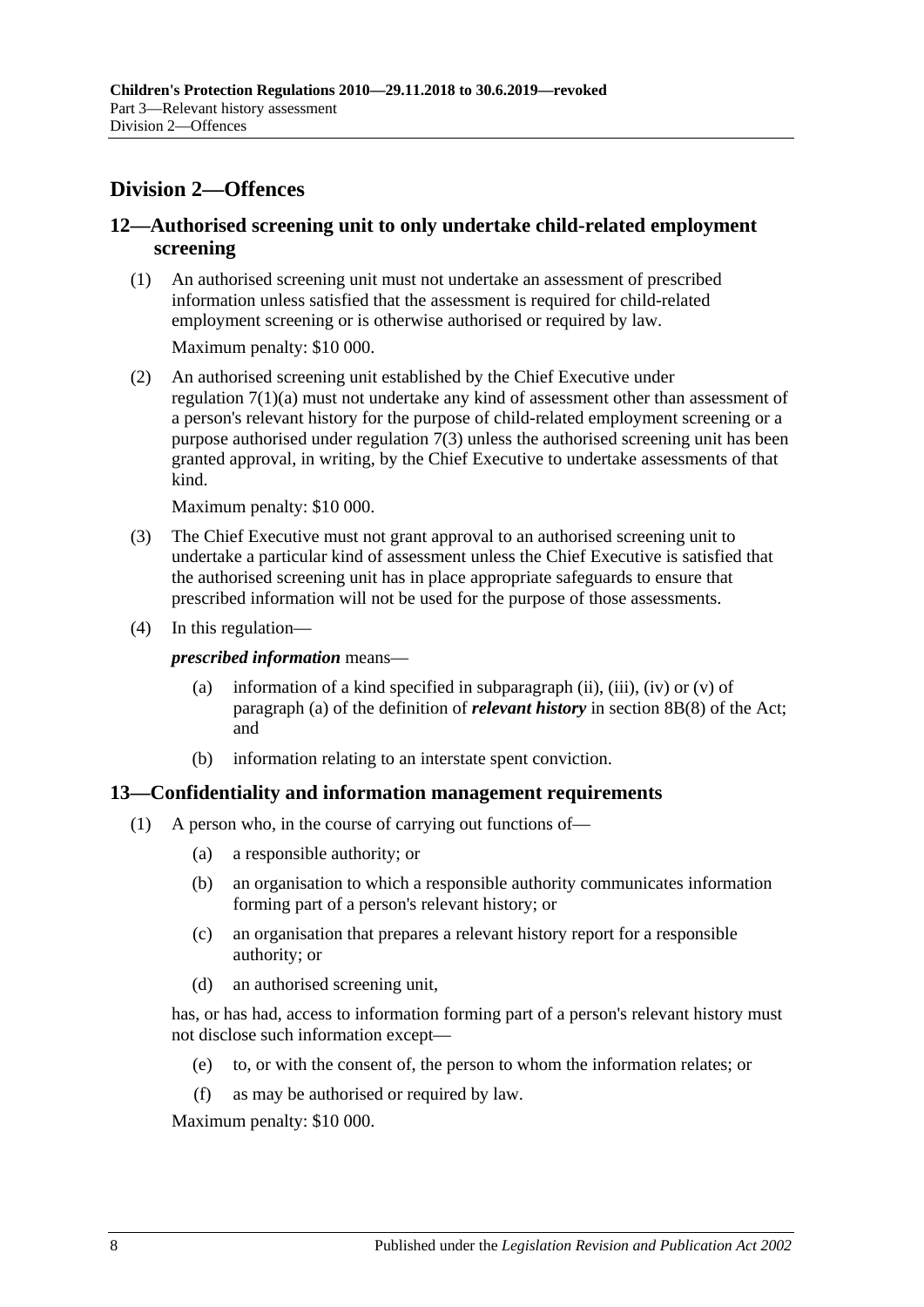## Division 2—Offences

### 12—Authorised screening unit to only undertake child-related employment screening

(1) An authorised screening unit must not undertake an assessment of prescribed information unless satisfied that the assessment is required for child-related employment screening or is otherwise authorised or required by law.

Maximum penalty: $10 000.

(2) An authorised screening unit established by the Chief Executive under regulation 7(1)(a) must not undertake any kind of assessment other than assessment of a person's relevant history for the purpose of child-related employment screening or a purpose authorised under regulation 7(3) unless the authorised screening unit has been granted approval, in writing, by the Chief Executive to undertake assessments of that kind.

Maximum penalty: $10 000.

(3) The Chief Executive must not grant approval to an authorised screening unit to undertake a particular kind of assessment unless the Chief Executive is satisfied that the authorised screening unit has in place appropriate safeguards to ensure that prescribed information will not be used for the purpose of those assessments.

(4) In this regulation—

***prescribed information*** means—

(a) information of a kind specified in subparagraph (ii), (iii), (iv) or (v) of paragraph (a) of the definition of ***relevant history*** in section 8B(8) of the Act; and

(b) information relating to an interstate spent conviction.

### 13—Confidentiality and information management requirements

(1) A person who, in the course of carrying out functions of—

(a) a responsible authority; or

(b) an organisation to which a responsible authority communicates information forming part of a person's relevant history; or

(c) an organisation that prepares a relevant history report for a responsible authority; or

(d) an authorised screening unit,

has, or has had, access to information forming part of a person's relevant history must not disclose such information except—

(e) to, or with the consent of, the person to whom the information relates; or

(f) as may be authorised or required by law.

Maximum penalty: $10 000.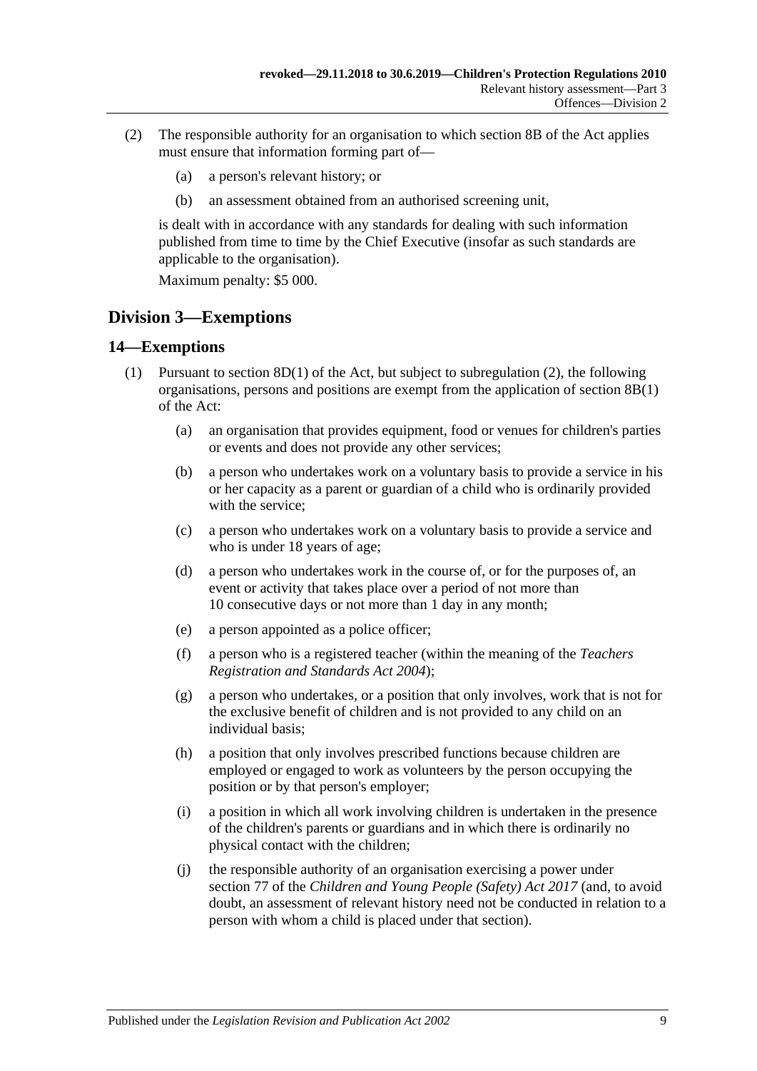(2) The responsible authority for an organisation to which section 8B of the Act applies must ensure that information forming part of—

(a) a person's relevant history; or

(b) an assessment obtained from an authorised screening unit,

is dealt with in accordance with any standards for dealing with such information published from time to time by the Chief Executive (insofar as such standards are applicable to the organisation).

Maximum penalty: $5 000.

## Division 3—Exemptions

### 14—Exemptions

(1) Pursuant to section 8D(1) of the Act, but subject to subregulation (2), the following organisations, persons and positions are exempt from the application of section 8B(1) of the Act:

(a) an organisation that provides equipment, food or venues for children's parties or events and does not provide any other services;

(b) a person who undertakes work on a voluntary basis to provide a service in his or her capacity as a parent or guardian of a child who is ordinarily provided with the service;

(c) a person who undertakes work on a voluntary basis to provide a service and who is under 18 years of age;

(d) a person who undertakes work in the course of, or for the purposes of, an event or activity that takes place over a period of not more than 10 consecutive days or not more than 1 day in any month;

(e) a person appointed as a police officer;

(f) a person who is a registered teacher (within the meaning of the *Teachers Registration and Standards Act 2004*);

(g) a person who undertakes, or a position that only involves, work that is not for the exclusive benefit of children and is not provided to any child on an individual basis;

(h) a position that only involves prescribed functions because children are employed or engaged to work as volunteers by the person occupying the position or by that person's employer;

(i) a position in which all work involving children is undertaken in the presence of the children's parents or guardians and in which there is ordinarily no physical contact with the children;

(j) the responsible authority of an organisation exercising a power under section 77 of the *Children and Young People (Safety) Act 2017* (and, to avoid doubt, an assessment of relevant history need not be conducted in relation to a person with whom a child is placed under that section).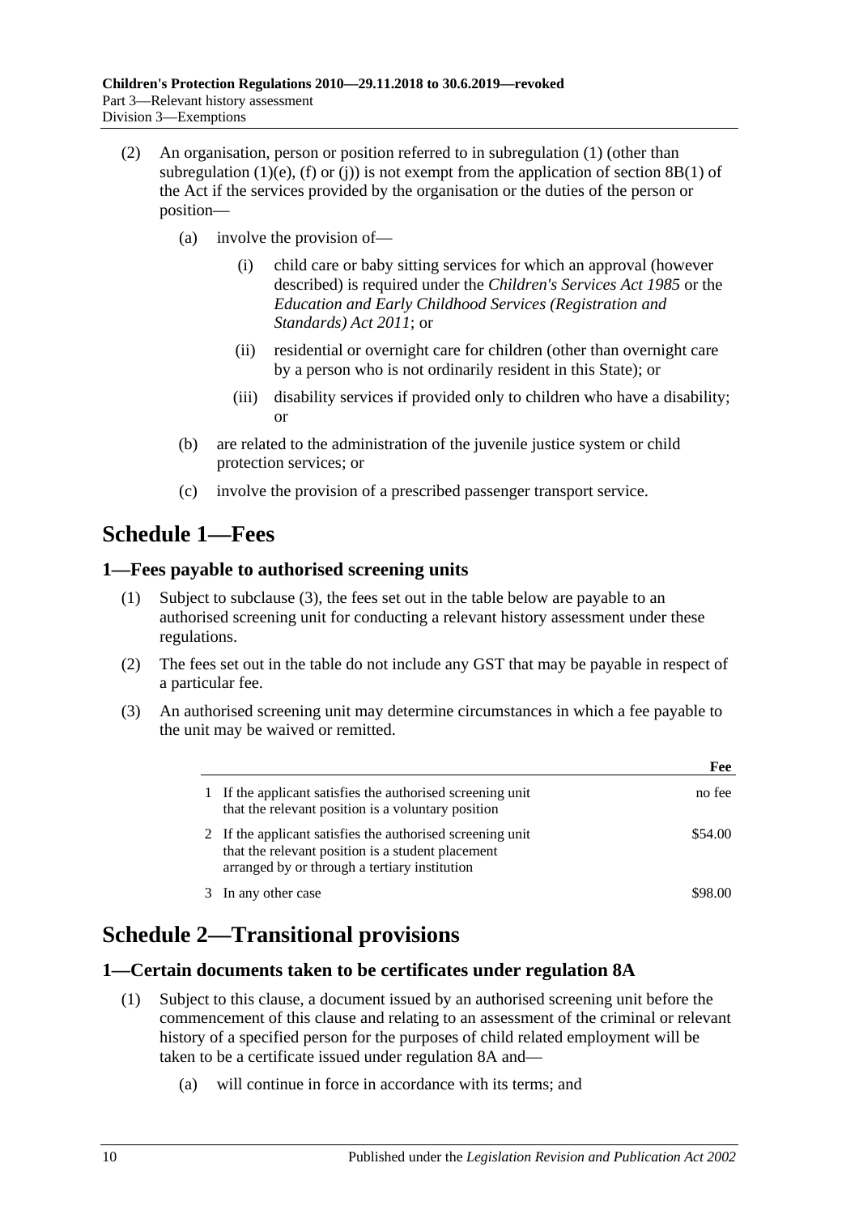(2) An organisation, person or position referred to in subregulation (1) (other than subregulation (1)(e), (f) or (j)) is not exempt from the application of section 8B(1) of the Act if the services provided by the organisation or the duties of the person or position—

   (a) involve the provision of—

      (i) child care or baby sitting services for which an approval (however described) is required under the *Children's Services Act 1985* or the *Education and Early Childhood Services (Registration and Standards) Act 2011*; or

      (ii) residential or overnight care for children (other than overnight care by a person who is not ordinarily resident in this State); or

      (iii) disability services if provided only to children who have a disability; or

   (b) are related to the administration of the juvenile justice system or child protection services; or

   (c) involve the provision of a prescribed passenger transport service.

# Schedule 1—Fees

## 1—Fees payable to authorised screening units

(1) Subject to subclause (3), the fees set out in the table below are payable to an authorised screening unit for conducting a relevant history assessment under these regulations.

(2) The fees set out in the table do not include any GST that may be payable in respect of a particular fee.

(3) An authorised screening unit may determine circumstances in which a fee payable to the unit may be waived or remitted.

| | | Fee |
|---|---|---|
| 1 | If the applicant satisfies the authorised screening unit that the relevant position is a voluntary position | no fee |
| 2 | If the applicant satisfies the authorised screening unit that the relevant position is a student placement arranged by or through a tertiary institution | \$54.00 |
| 3 | In any other case | \$98.00 |

# Schedule 2—Transitional provisions

## 1—Certain documents taken to be certificates under regulation 8A

(1) Subject to this clause, a document issued by an authorised screening unit before the commencement of this clause and relating to an assessment of the criminal or relevant history of a specified person for the purposes of child related employment will be taken to be a certificate issued under regulation 8A and—

   (a) will continue in force in accordance with its terms; and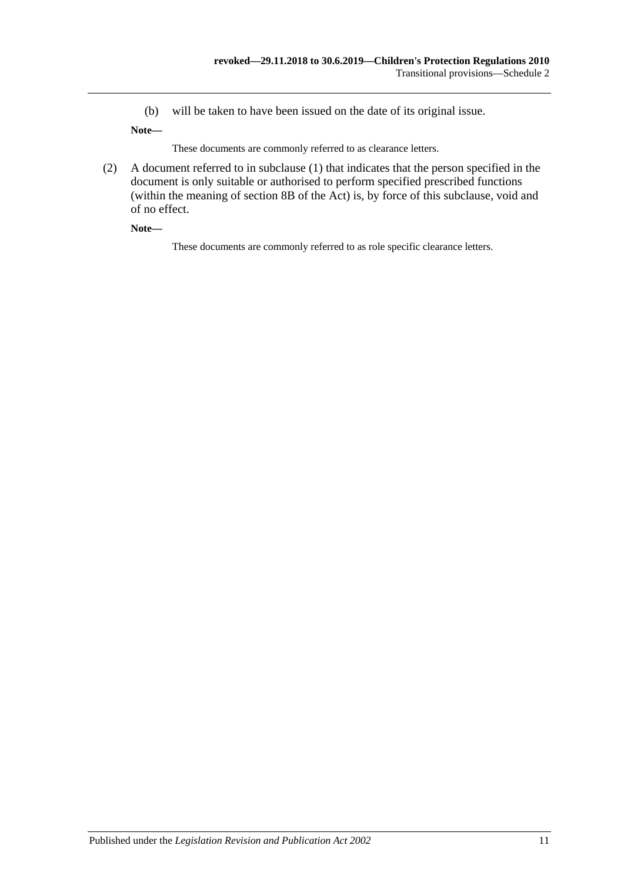(b) will be taken to have been issued on the date of its original issue.

**Note—**

These documents are commonly referred to as clearance letters.

(2) A document referred to in subclause (1) that indicates that the person specified in the document is only suitable or authorised to perform specified prescribed functions (within the meaning of section 8B of the Act) is, by force of this subclause, void and of no effect.

**Note—**

These documents are commonly referred to as role specific clearance letters.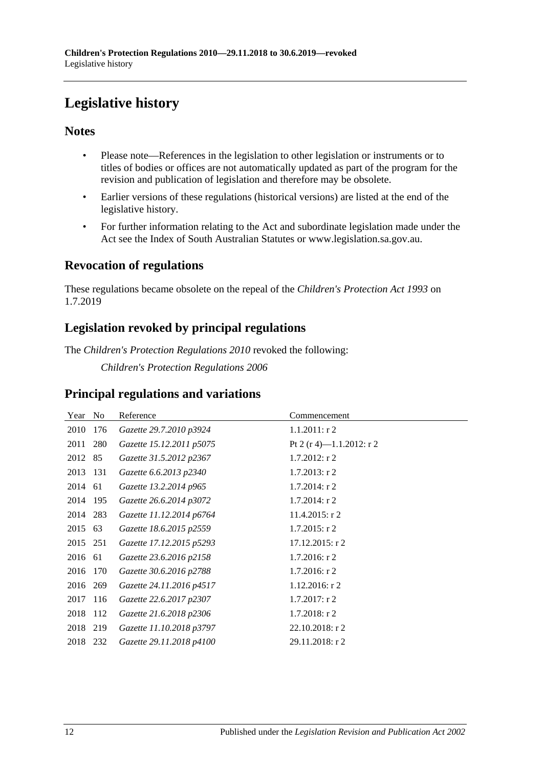# Legislative history

## Notes

- Please note—References in the legislation to other legislation or instruments or to titles of bodies or offices are not automatically updated as part of the program for the revision and publication of legislation and therefore may be obsolete.
- Earlier versions of these regulations (historical versions) are listed at the end of the legislative history.
- For further information relating to the Act and subordinate legislation made under the Act see the Index of South Australian Statutes or www.legislation.sa.gov.au.

## Revocation of regulations

These regulations became obsolete on the repeal of the *Children's Protection Act 1993* on 1.7.2019

## Legislation revoked by principal regulations

The *Children's Protection Regulations 2010* revoked the following:

*Children's Protection Regulations 2006*

## Principal regulations and variations

| Year | No | Reference | Commencement |
|---|---|---|---|
| 2010 | 176 | *Gazette 29.7.2010 p3924* | 1.1.2011: r 2 |
| 2011 | 280 | *Gazette 15.12.2011 p5075* | Pt 2 (r 4)—1.1.2012: r 2 |
| 2012 | 85 | *Gazette 31.5.2012 p2367* | 1.7.2012: r 2 |
| 2013 | 131 | *Gazette 6.6.2013 p2340* | 1.7.2013: r 2 |
| 2014 | 61 | *Gazette 13.2.2014 p965* | 1.7.2014: r 2 |
| 2014 | 195 | *Gazette 26.6.2014 p3072* | 1.7.2014: r 2 |
| 2014 | 283 | *Gazette 11.12.2014 p6764* | 11.4.2015: r 2 |
| 2015 | 63 | *Gazette 18.6.2015 p2559* | 1.7.2015: r 2 |
| 2015 | 251 | *Gazette 17.12.2015 p5293* | 17.12.2015: r 2 |
| 2016 | 61 | *Gazette 23.6.2016 p2158* | 1.7.2016: r 2 |
| 2016 | 170 | *Gazette 30.6.2016 p2788* | 1.7.2016: r 2 |
| 2016 | 269 | *Gazette 24.11.2016 p4517* | 1.12.2016: r 2 |
| 2017 | 116 | *Gazette 22.6.2017 p2307* | 1.7.2017: r 2 |
| 2018 | 112 | *Gazette 21.6.2018 p2306* | 1.7.2018: r 2 |
| 2018 | 219 | *Gazette 11.10.2018 p3797* | 22.10.2018: r 2 |
| 2018 | 232 | *Gazette 29.11.2018 p4100* | 29.11.2018: r 2 |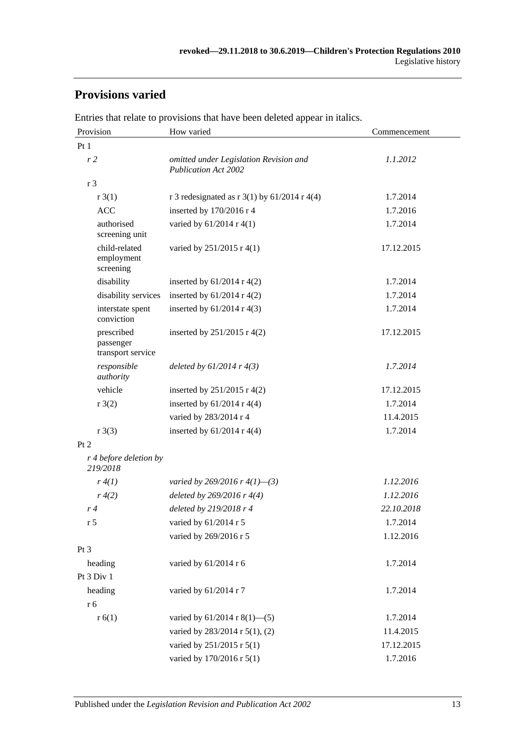## Provisions varied

Entries that relate to provisions that have been deleted appear in italics.

| Provision | How varied | Commencement |
|---|---|---|
| Pt 1 | | |
| *r 2* | *omitted under Legislation Revision and Publication Act 2002* | *1.1.2012* |
| r 3 | | |
| r 3(1) | r 3 redesignated as r 3(1) by 61/2014 r 4(4) | 1.7.2014 |
| ACC | inserted by 170/2016 r 4 | 1.7.2016 |
| authorised screening unit | varied by 61/2014 r 4(1) | 1.7.2014 |
| child-related employment screening | varied by 251/2015 r 4(1) | 17.12.2015 |
| disability | inserted by 61/2014 r 4(2) | 1.7.2014 |
| disability services | inserted by 61/2014 r 4(2) | 1.7.2014 |
| interstate spent conviction | inserted by 61/2014 r 4(3) | 1.7.2014 |
| prescribed passenger transport service | inserted by 251/2015 r 4(2) | 17.12.2015 |
| *responsible authority* | *deleted by 61/2014 r 4(3)* | *1.7.2014* |
| vehicle | inserted by 251/2015 r 4(2) | 17.12.2015 |
| r 3(2) | inserted by 61/2014 r 4(4) | 1.7.2014 |
| | varied by 283/2014 r 4 | 11.4.2015 |
| r 3(3) | inserted by 61/2014 r 4(4) | 1.7.2014 |
| Pt 2 | | |
| *r 4 before deletion by 219/2018* | | |
| *r 4(1)* | *varied by 269/2016 r 4(1)—(3)* | *1.12.2016* |
| *r 4(2)* | *deleted by 269/2016 r 4(4)* | *1.12.2016* |
| *r 4* | *deleted by 219/2018 r 4* | *22.10.2018* |
| r 5 | varied by 61/2014 r 5 | 1.7.2014 |
| | varied by 269/2016 r 5 | 1.12.2016 |
| Pt 3 | | |
| heading | varied by 61/2014 r 6 | 1.7.2014 |
| Pt 3 Div 1 | | |
| heading | varied by 61/2014 r 7 | 1.7.2014 |
| r 6 | | |
| r 6(1) | varied by 61/2014 r 8(1)—(5) | 1.7.2014 |
| | varied by 283/2014 r 5(1), (2) | 11.4.2015 |
| | varied by 251/2015 r 5(1) | 17.12.2015 |
| | varied by 170/2016 r 5(1) | 1.7.2016 |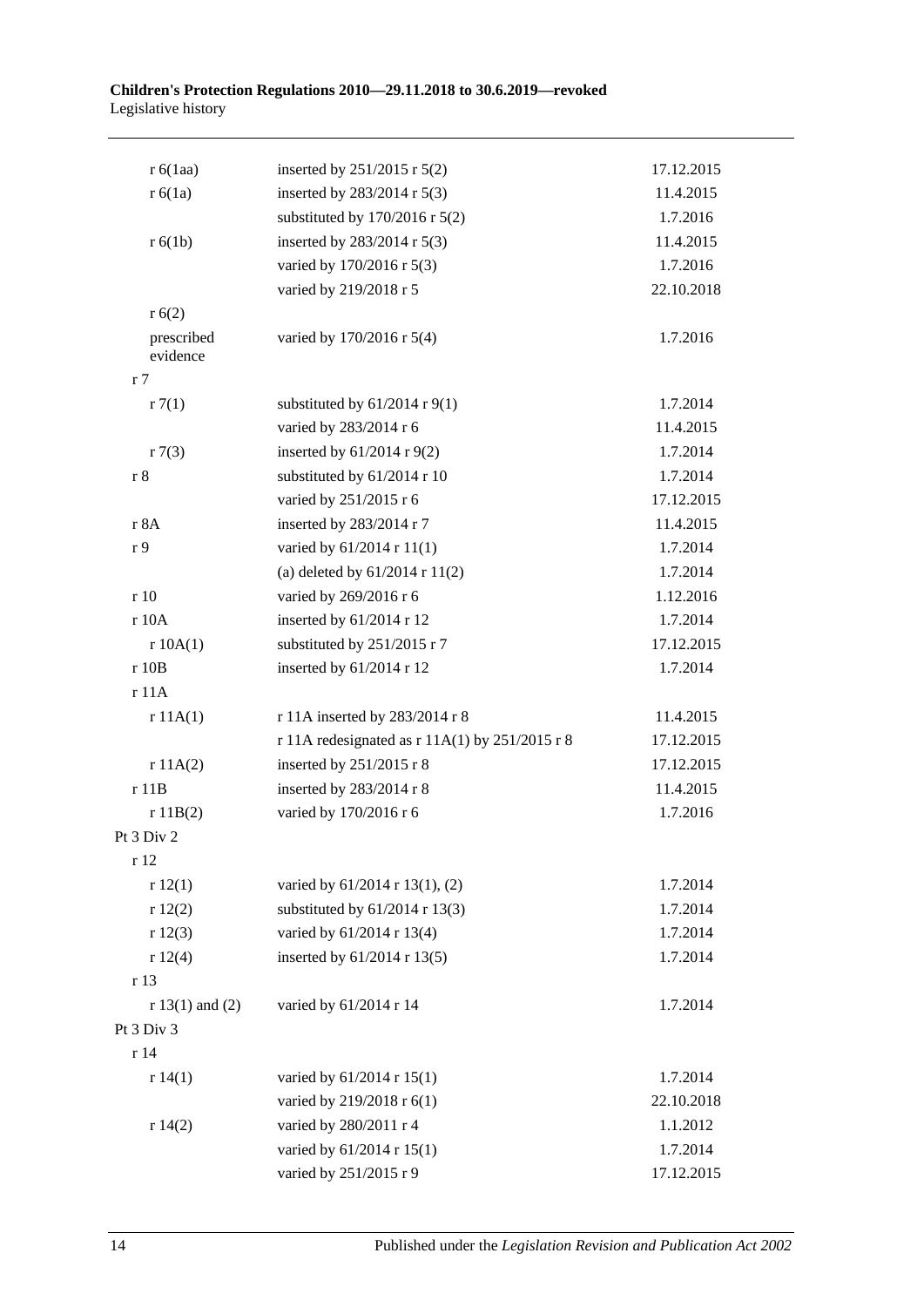| | | |
|---|---|---|
| r 6(1aa) | inserted by 251/2015 r 5(2) | 17.12.2015 |
| r 6(1a) | inserted by 283/2014 r 5(3) | 11.4.2015 |
| | substituted by 170/2016 r 5(2) | 1.7.2016 |
| r 6(1b) | inserted by 283/2014 r 5(3) | 11.4.2015 |
| | varied by 170/2016 r 5(3) | 1.7.2016 |
| | varied by 219/2018 r 5 | 22.10.2018 |
| r 6(2) | | |
| prescribed evidence | varied by 170/2016 r 5(4) | 1.7.2016 |
| r 7 | | |
| r 7(1) | substituted by 61/2014 r 9(1) | 1.7.2014 |
| | varied by 283/2014 r 6 | 11.4.2015 |
| r 7(3) | inserted by 61/2014 r 9(2) | 1.7.2014 |
| r 8 | substituted by 61/2014 r 10 | 1.7.2014 |
| | varied by 251/2015 r 6 | 17.12.2015 |
| r 8A | inserted by 283/2014 r 7 | 11.4.2015 |
| r 9 | varied by 61/2014 r 11(1) | 1.7.2014 |
| | (a) deleted by 61/2014 r 11(2) | 1.7.2014 |
| r 10 | varied by 269/2016 r 6 | 1.12.2016 |
| r 10A | inserted by 61/2014 r 12 | 1.7.2014 |
| r 10A(1) | substituted by 251/2015 r 7 | 17.12.2015 |
| r 10B | inserted by 61/2014 r 12 | 1.7.2014 |
| r 11A | | |
| r 11A(1) | r 11A inserted by 283/2014 r 8 | 11.4.2015 |
| | r 11A redesignated as r 11A(1) by 251/2015 r 8 | 17.12.2015 |
| r 11A(2) | inserted by 251/2015 r 8 | 17.12.2015 |
| r 11B | inserted by 283/2014 r 8 | 11.4.2015 |
| r 11B(2) | varied by 170/2016 r 6 | 1.7.2016 |
| Pt 3 Div 2 | | |
| r 12 | | |
| r 12(1) | varied by 61/2014 r 13(1), (2) | 1.7.2014 |
| r 12(2) | substituted by 61/2014 r 13(3) | 1.7.2014 |
| r 12(3) | varied by 61/2014 r 13(4) | 1.7.2014 |
| r 12(4) | inserted by 61/2014 r 13(5) | 1.7.2014 |
| r 13 | | |
| r 13(1) and (2) | varied by 61/2014 r 14 | 1.7.2014 |
| Pt 3 Div 3 | | |
| r 14 | | |
| r 14(1) | varied by 61/2014 r 15(1) | 1.7.2014 |
| | varied by 219/2018 r 6(1) | 22.10.2018 |
| r 14(2) | varied by 280/2011 r 4 | 1.1.2012 |
| | varied by 61/2014 r 15(1) | 1.7.2014 |
| | varied by 251/2015 r 9 | 17.12.2015 |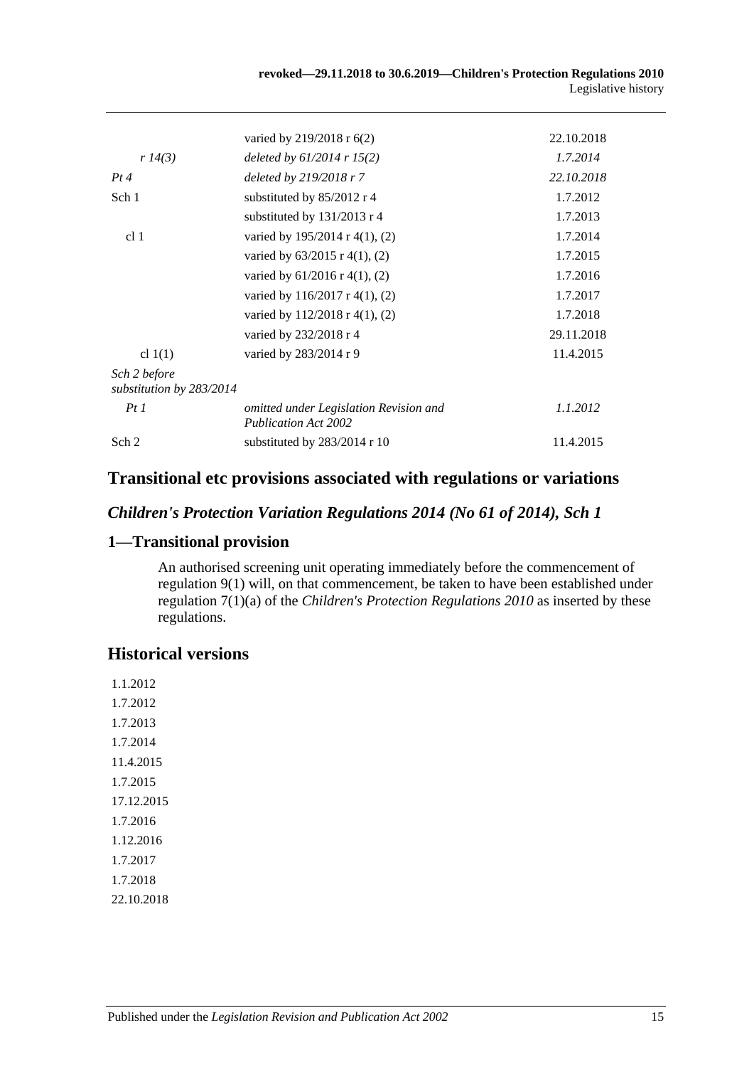| | | |
|---|---|---|
| | varied by 219/2018 r 6(2) | 22.10.2018 |
| *r 14(3)* | *deleted by 61/2014 r 15(2)* | *1.7.2014* |
| *Pt 4* | *deleted by 219/2018 r 7* | *22.10.2018* |
| Sch 1 | substituted by 85/2012 r 4 | 1.7.2012 |
| | substituted by 131/2013 r 4 | 1.7.2013 |
| cl 1 | varied by 195/2014 r 4(1), (2) | 1.7.2014 |
| | varied by 63/2015 r 4(1), (2) | 1.7.2015 |
| | varied by 61/2016 r 4(1), (2) | 1.7.2016 |
| | varied by 116/2017 r 4(1), (2) | 1.7.2017 |
| | varied by 112/2018 r 4(1), (2) | 1.7.2018 |
| | varied by 232/2018 r 4 | 29.11.2018 |
| cl 1(1) | varied by 283/2014 r 9 | 11.4.2015 |
| *Sch 2 before substitution by 283/2014* | | |
| *Pt 1* | *omitted under Legislation Revision and Publication Act 2002* | *1.1.2012* |
| Sch 2 | substituted by 283/2014 r 10 | 11.4.2015 |

## Transitional etc provisions associated with regulations or variations

### *Children's Protection Variation Regulations 2014 (No 61 of 2014), Sch 1*

### 1—Transitional provision

An authorised screening unit operating immediately before the commencement of regulation 9(1) will, on that commencement, be taken to have been established under regulation 7(1)(a) of the *Children's Protection Regulations 2010* as inserted by these regulations.

## Historical versions

1.1.2012
1.7.2012
1.7.2013
1.7.2014
11.4.2015
1.7.2015
17.12.2015
1.7.2016
1.12.2016
1.7.2017
1.7.2018
22.10.2018